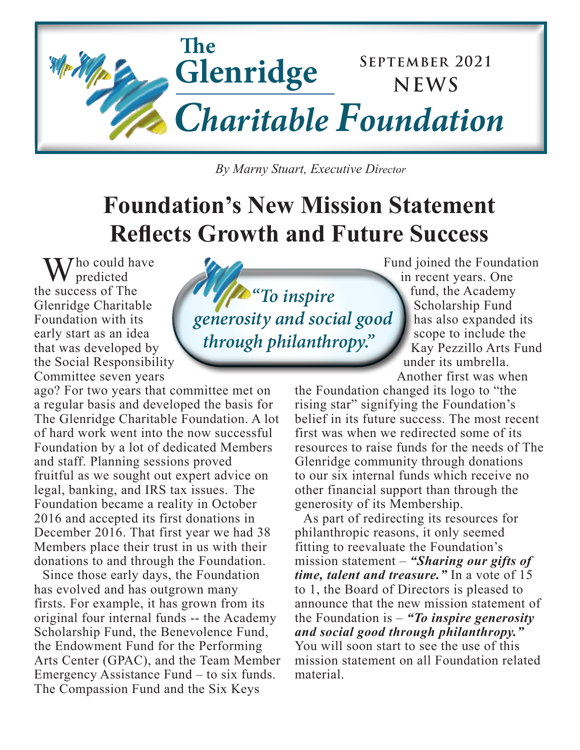# The Glenridge Charitable Foundation

**September 2021 NEWS**

*By Marny Stuart, Executive Director*

## Foundation's New Mission Statement Reflects Growth and Future Success

> *"To inspire generosity and social good through philanthropy."*

Who could have predicted the success of The Glenridge Charitable Foundation with its early start as an idea that was developed by the Social Responsibility Committee seven years ago? For two years that committee met on a regular basis and developed the basis for The Glenridge Charitable Foundation. A lot of hard work went into the now successful Foundation by a lot of dedicated Members and staff. Planning sessions proved fruitful as we sought out expert advice on legal, banking, and IRS tax issues. The Foundation became a reality in October 2016 and accepted its first donations in December 2016. That first year we had 38 Members place their trust in us with their donations to and through the Foundation.

Since those early days, the Foundation has evolved and has outgrown many firsts. For example, it has grown from its original four internal funds -- the Academy Scholarship Fund, the Benevolence Fund, the Endowment Fund for the Performing Arts Center (GPAC), and the Team Member Emergency Assistance Fund – to six funds. The Compassion Fund and the Six Keys Fund joined the Foundation in recent years. One fund, the Academy Scholarship Fund has also expanded its scope to include the Kay Pezzillo Arts Fund under its umbrella.

Another first was when the Foundation changed its logo to "the rising star" signifying the Foundation's belief in its future success. The most recent first was when we redirected some of its resources to raise funds for the needs of The Glenridge community through donations to our six internal funds which receive no other financial support than through the generosity of its Membership.

As part of redirecting its resources for philanthropic reasons, it only seemed fitting to reevaluate the Foundation's mission statement – ***"Sharing our gifts of time, talent and treasure."*** In a vote of 15 to 1, the Board of Directors is pleased to announce that the new mission statement of the Foundation is – ***"To inspire generosity and social good through philanthropy."*** You will soon start to see the use of this mission statement on all Foundation related material.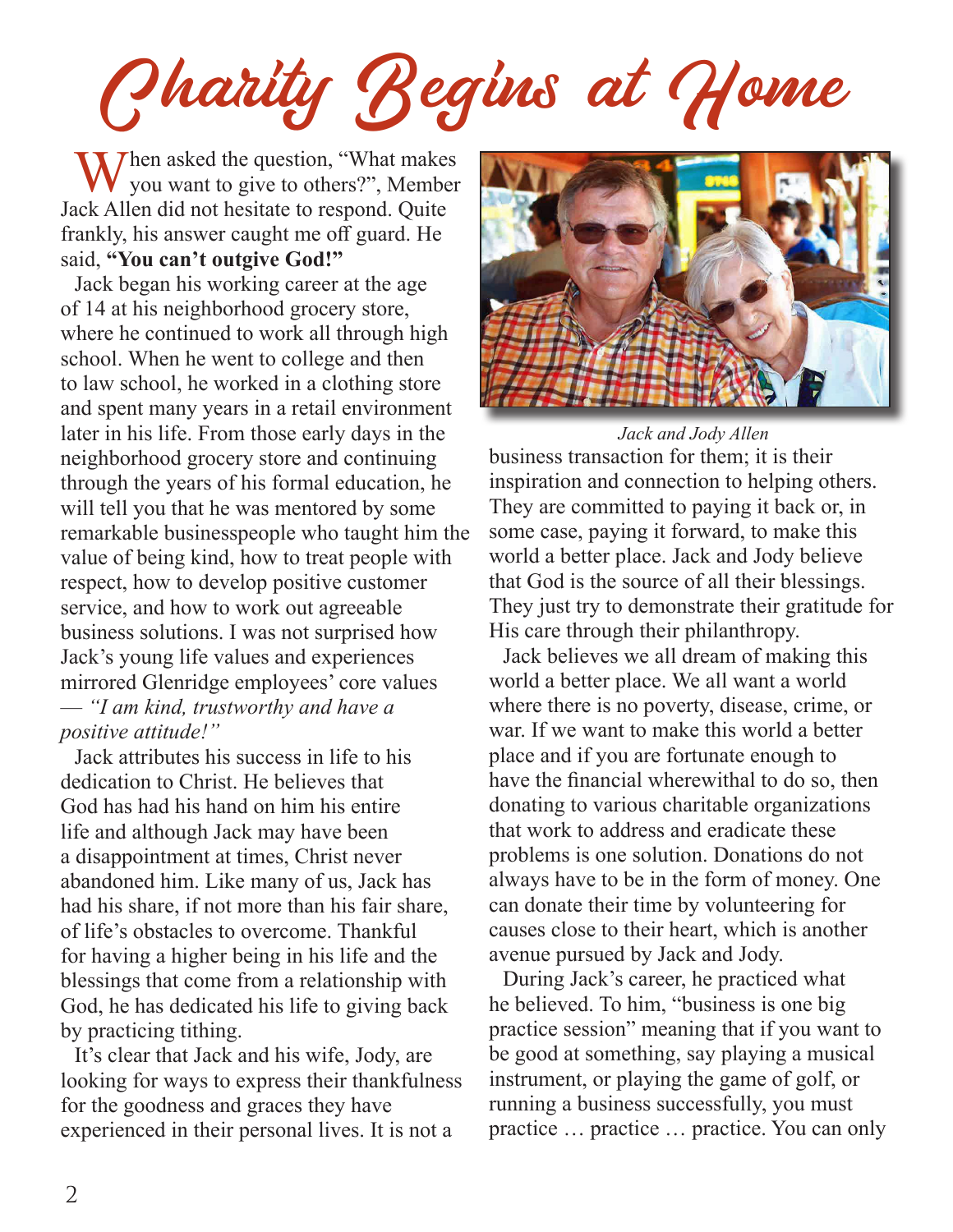# Charity Begins at Home

When asked the question, "What makes you want to give to others?", Member Jack Allen did not hesitate to respond. Quite frankly, his answer caught me off guard. He said, **"You can't outgive God!"**

Jack began his working career at the age of 14 at his neighborhood grocery store, where he continued to work all through high school. When he went to college and then to law school, he worked in a clothing store and spent many years in a retail environment later in his life. From those early days in the neighborhood grocery store and continuing through the years of his formal education, he will tell you that he was mentored by some remarkable businesspeople who taught him the value of being kind, how to treat people with respect, how to develop positive customer service, and how to work out agreeable business solutions. I was not surprised how Jack's young life values and experiences mirrored Glenridge employees' core values — *"I am kind, trustworthy and have a positive attitude!"*

Jack attributes his success in life to his dedication to Christ. He believes that God has had his hand on him his entire life and although Jack may have been a disappointment at times, Christ never abandoned him. Like many of us, Jack has had his share, if not more than his fair share, of life's obstacles to overcome. Thankful for having a higher being in his life and the blessings that come from a relationship with God, he has dedicated his life to giving back by practicing tithing.

It's clear that Jack and his wife, Jody, are looking for ways to express their thankfulness for the goodness and graces they have experienced in their personal lives. It is not a business transaction for them; it is their inspiration and connection to helping others. They are committed to paying it back or, in some case, paying it forward, to make this world a better place. Jack and Jody believe that God is the source of all their blessings. They just try to demonstrate their gratitude for His care through their philanthropy.

*Jack and Jody Allen*

Jack believes we all dream of making this world a better place. We all want a world where there is no poverty, disease, crime, or war. If we want to make this world a better place and if you are fortunate enough to have the financial wherewithal to do so, then donating to various charitable organizations that work to address and eradicate these problems is one solution. Donations do not always have to be in the form of money. One can donate their time by volunteering for causes close to their heart, which is another avenue pursued by Jack and Jody.

During Jack's career, he practiced what he believed. To him, "business is one big practice session" meaning that if you want to be good at something, say playing a musical instrument, or playing the game of golf, or running a business successfully, you must practice … practice … practice. You can only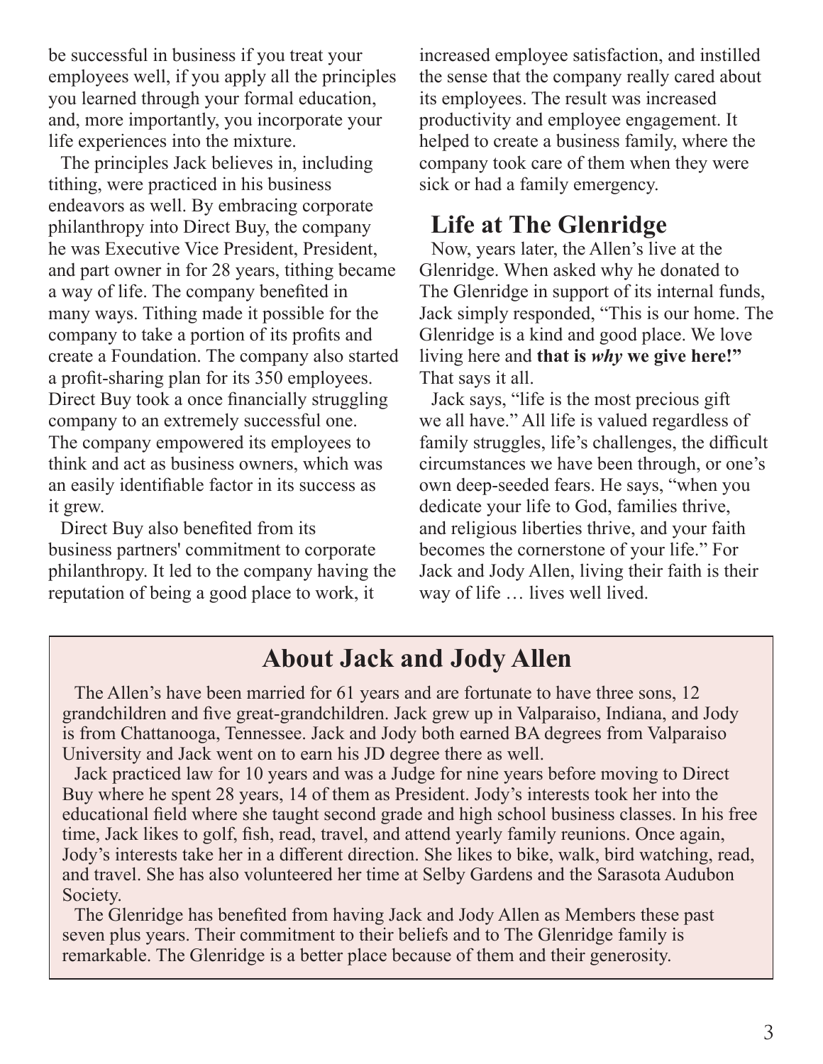be successful in business if you treat your employees well, if you apply all the principles you learned through your formal education, and, more importantly, you incorporate your life experiences into the mixture.

The principles Jack believes in, including tithing, were practiced in his business endeavors as well. By embracing corporate philanthropy into Direct Buy, the company he was Executive Vice President, President, and part owner in for 28 years, tithing became a way of life. The company benefited in many ways. Tithing made it possible for the company to take a portion of its profits and create a Foundation. The company also started a profit-sharing plan for its 350 employees. Direct Buy took a once financially struggling company to an extremely successful one. The company empowered its employees to think and act as business owners, which was an easily identifiable factor in its success as it grew.

Direct Buy also benefited from its business partners' commitment to corporate philanthropy. It led to the company having the reputation of being a good place to work, it increased employee satisfaction, and instilled the sense that the company really cared about its employees. The result was increased productivity and employee engagement. It helped to create a business family, where the company took care of them when they were sick or had a family emergency.

## Life at The Glenridge

Now, years later, the Allen's live at the Glenridge. When asked why he donated to The Glenridge in support of its internal funds, Jack simply responded, "This is our home. The Glenridge is a kind and good place. We love living here and **that is *why* we give here!"** That says it all.

Jack says, "life is the most precious gift we all have." All life is valued regardless of family struggles, life's challenges, the difficult circumstances we have been through, or one's own deep-seeded fears. He says, "when you dedicate your life to God, families thrive, and religious liberties thrive, and your faith becomes the cornerstone of your life." For Jack and Jody Allen, living their faith is their way of life … lives well lived.

## About Jack and Jody Allen

The Allen's have been married for 61 years and are fortunate to have three sons, 12 grandchildren and five great-grandchildren. Jack grew up in Valparaiso, Indiana, and Jody is from Chattanooga, Tennessee. Jack and Jody both earned BA degrees from Valparaiso University and Jack went on to earn his JD degree there as well.

Jack practiced law for 10 years and was a Judge for nine years before moving to Direct Buy where he spent 28 years, 14 of them as President. Jody's interests took her into the educational field where she taught second grade and high school business classes. In his free time, Jack likes to golf, fish, read, travel, and attend yearly family reunions. Once again, Jody's interests take her in a different direction. She likes to bike, walk, bird watching, read, and travel. She has also volunteered her time at Selby Gardens and the Sarasota Audubon Society.

The Glenridge has benefited from having Jack and Jody Allen as Members these past seven plus years. Their commitment to their beliefs and to The Glenridge family is remarkable. The Glenridge is a better place because of them and their generosity.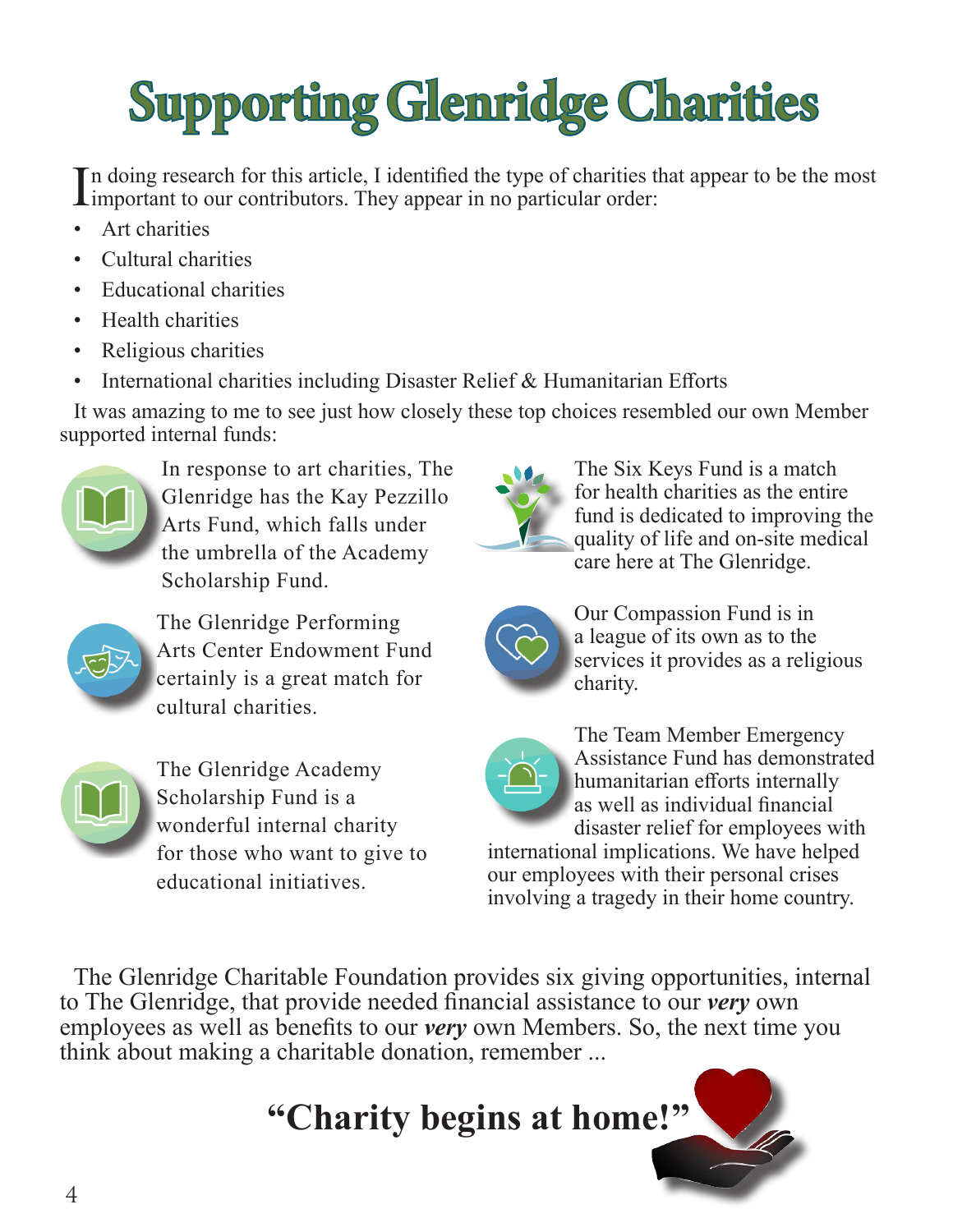# Supporting Glenridge Charities

In doing research for this article, I identified the type of charities that appear to be the most important to our contributors. They appear in no particular order:

- Art charities
- Cultural charities
- Educational charities
- Health charities
- Religious charities
- International charities including Disaster Relief & Humanitarian Efforts

It was amazing to me to see just how closely these top choices resembled our own Member supported internal funds:

In response to art charities, The Glenridge has the Kay Pezzillo Arts Fund, which falls under the umbrella of the Academy Scholarship Fund.

The Glenridge Performing Arts Center Endowment Fund certainly is a great match for cultural charities.

The Glenridge Academy Scholarship Fund is a wonderful internal charity for those who want to give to educational initiatives.

The Six Keys Fund is a match for health charities as the entire fund is dedicated to improving the quality of life and on-site medical care here at The Glenridge.

Our Compassion Fund is in a league of its own as to the services it provides as a religious charity.

The Team Member Emergency Assistance Fund has demonstrated humanitarian efforts internally as well as individual financial disaster relief for employees with international implications. We have helped our employees with their personal crises involving a tragedy in their home country.

The Glenridge Charitable Foundation provides six giving opportunities, internal to The Glenridge, that provide needed financial assistance to our ***very*** own employees as well as benefits to our ***very*** own Members. So, the next time you think about making a charitable donation, remember ...

**"Charity begins at home!"**